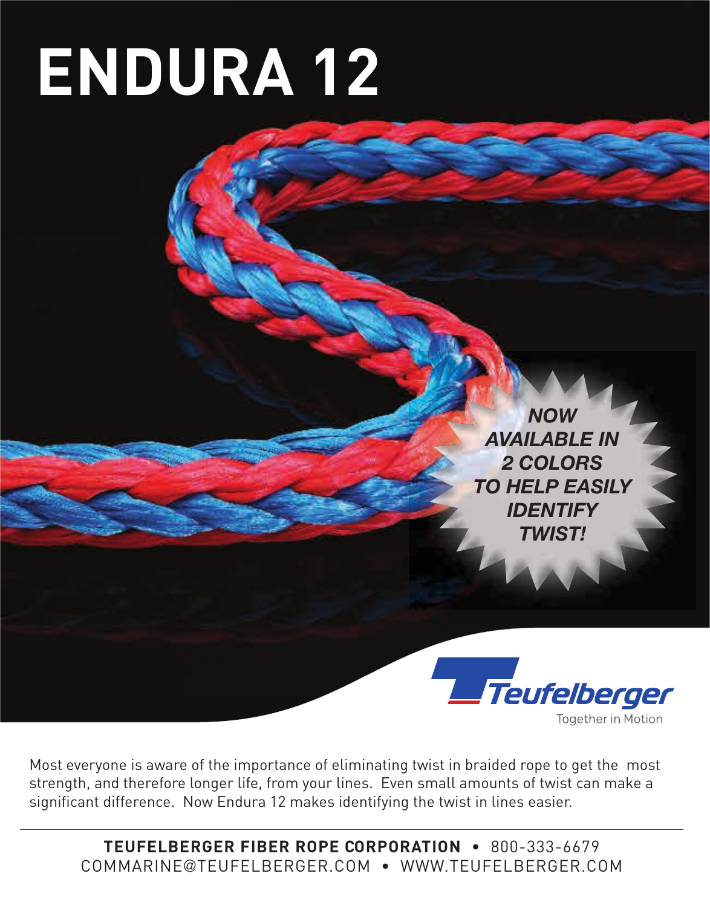# ENDURA 12

***NOW AVAILABLE IN 2 COLORS TO HELP EASILY IDENTIFY TWIST!***

Teufelberger

Together in Motion

Most everyone is aware of the importance of eliminating twist in braided rope to get the most strength, and therefore longer life, from your lines. Even small amounts of twist can make a significant difference. Now Endura 12 makes identifying the twist in lines easier.

---

**TEUFELBERGER FIBER ROPE CORPORATION** • 800-333-6679
COMMARINE@TEUFELBERGER.COM • WWW.TEUFELBERGER.COM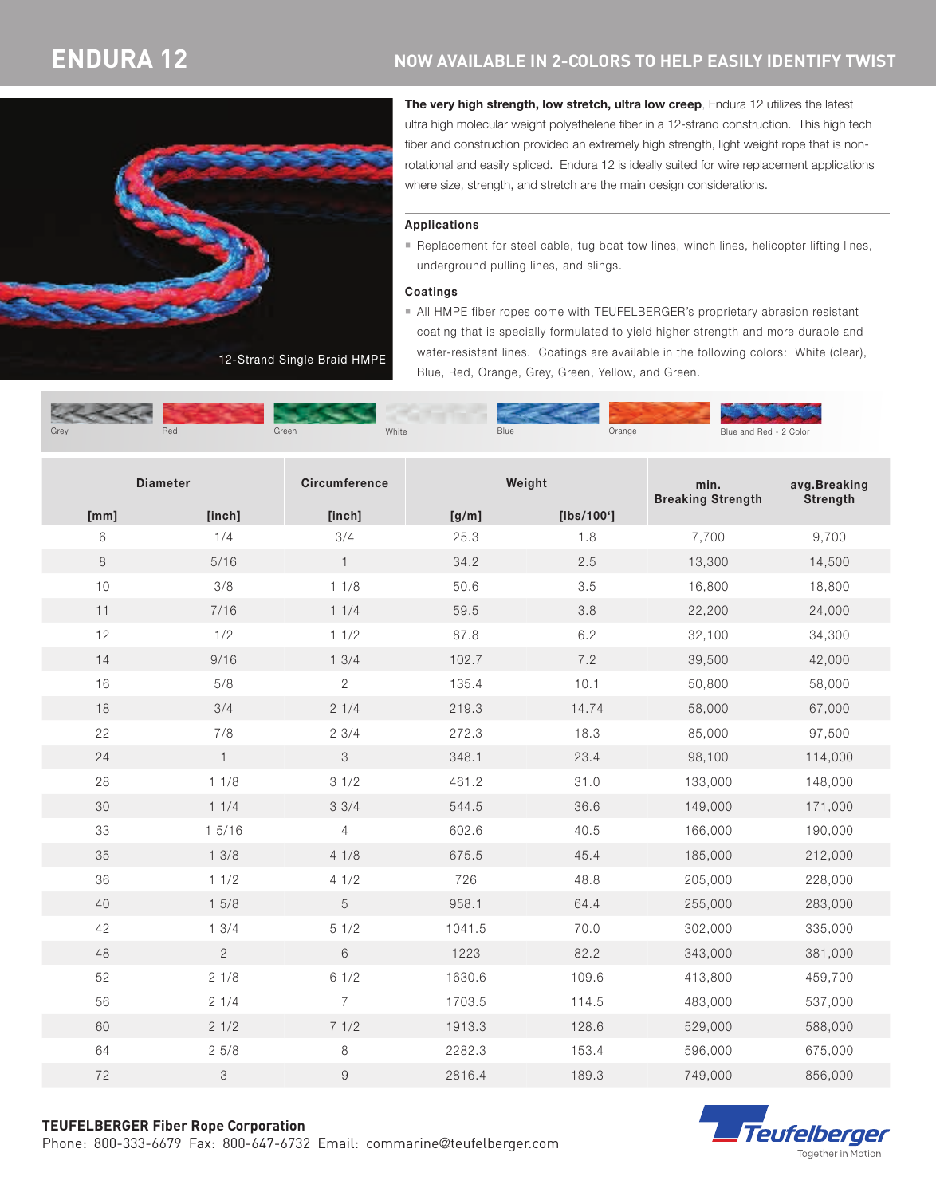# ENDURA 12

## NOW AVAILABLE IN 2-COLORS TO HELP EASILY IDENTIFY TWIST

12-Strand Single Braid HMPE

**The very high strength, low stretch, ultra low creep**. Endura 12 utilizes the latest ultra high molecular weight polyethelene fiber in a 12-strand construction. This high tech fiber and construction provided an extremely high strength, light weight rope that is non-rotational and easily spliced. Endura 12 is ideally suited for wire replacement applications where size, strength, and stretch are the main design considerations.

### Applications

- Replacement for steel cable, tug boat tow lines, winch lines, helicopter lifting lines, underground pulling lines, and slings.

### Coatings

- All HMPE fiber ropes come with TEUFELBERGER's proprietary abrasion resistant coating that is specially formulated to yield higher strength and more durable and water-resistant lines. Coatings are available in the following colors: White (clear), Blue, Red, Orange, Grey, Green, Yellow, and Green.

Grey | Red | Green | White | Blue | Orange | Blue and Red - 2 Color

| Diameter | | Circumference | Weight | | min. Breaking Strength | avg.Breaking Strength |
|---|---|---|---|---|---|---|
| [mm] | [inch] | [inch] | [g/m] | [lbs/100'] | | |
| 6 | 1/4 | 3/4 | 25.3 | 1.8 | 7,700 | 9,700 |
| 8 | 5/16 | 1 | 34.2 | 2.5 | 13,300 | 14,500 |
| 10 | 3/8 | 1 1/8 | 50.6 | 3.5 | 16,800 | 18,800 |
| 11 | 7/16 | 1 1/4 | 59.5 | 3.8 | 22,200 | 24,000 |
| 12 | 1/2 | 1 1/2 | 87.8 | 6.2 | 32,100 | 34,300 |
| 14 | 9/16 | 1 3/4 | 102.7 | 7.2 | 39,500 | 42,000 |
| 16 | 5/8 | 2 | 135.4 | 10.1 | 50,800 | 58,000 |
| 18 | 3/4 | 2 1/4 | 219.3 | 14.74 | 58,000 | 67,000 |
| 22 | 7/8 | 2 3/4 | 272.3 | 18.3 | 85,000 | 97,500 |
| 24 | 1 | 3 | 348.1 | 23.4 | 98,100 | 114,000 |
| 28 | 1 1/8 | 3 1/2 | 461.2 | 31.0 | 133,000 | 148,000 |
| 30 | 1 1/4 | 3 3/4 | 544.5 | 36.6 | 149,000 | 171,000 |
| 33 | 1 5/16 | 4 | 602.6 | 40.5 | 166,000 | 190,000 |
| 35 | 1 3/8 | 4 1/8 | 675.5 | 45.4 | 185,000 | 212,000 |
| 36 | 1 1/2 | 4 1/2 | 726 | 48.8 | 205,000 | 228,000 |
| 40 | 1 5/8 | 5 | 958.1 | 64.4 | 255,000 | 283,000 |
| 42 | 1 3/4 | 5 1/2 | 1041.5 | 70.0 | 302,000 | 335,000 |
| 48 | 2 | 6 | 1223 | 82.2 | 343,000 | 381,000 |
| 52 | 2 1/8 | 6 1/2 | 1630.6 | 109.6 | 413,800 | 459,700 |
| 56 | 2 1/4 | 7 | 1703.5 | 114.5 | 483,000 | 537,000 |
| 60 | 2 1/2 | 7 1/2 | 1913.3 | 128.6 | 529,000 | 588,000 |
| 64 | 2 5/8 | 8 | 2282.3 | 153.4 | 596,000 | 675,000 |
| 72 | 3 | 9 | 2816.4 | 189.3 | 749,000 | 856,000 |

**TEUFELBERGER Fiber Rope Corporation**
Phone: 800-333-6679 Fax: 800-647-6732 Email: commarine@teufelberger.com

Teufelberger
Together in Motion